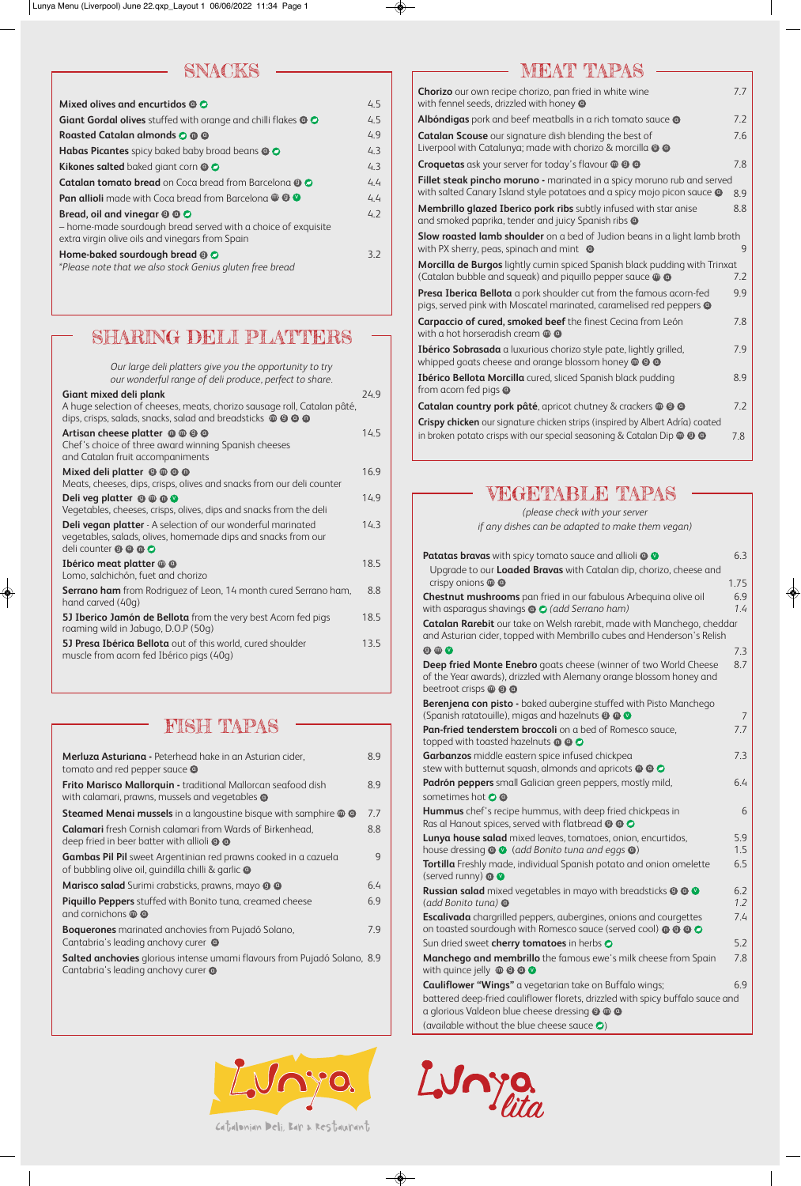## SNACKS

| | |
|---|---|
| **Mixed olives and encurtidos** | 4.5 |
| **Giant Gordal olives** stuffed with orange and chilli flakes | 4.5 |
| **Roasted Catalan almonds** | 4.9 |
| **Habas Picantes** spicy baked baby broad beans | 4.3 |
| **Kikones salted** baked giant corn | 4.3 |
| **Catalan tomato bread** on Coca bread from Barcelona | 4.4 |
| **Pan allioli** made with Coca bread from Barcelona | 4.4 |
| **Bread, oil and vinegar** – home-made sourdough bread served with a choice of exquisite extra virgin olive oils and vinegars from Spain | 4.2 |
| **Home-baked sourdough bread** | 3.2 |

*Please note that we also stock Genius gluten free bread*

## SHARING DELI PLATTERS

*Our large deli platters give you the opportunity to try our wonderful range of deli produce, perfect to share.*

| | |
|---|---|
| **Giant mixed deli plank** A huge selection of cheeses, meats, chorizo sausage roll, Catalan pâté, dips, crisps, salads, snacks, salad and breadsticks | 24.9 |
| **Artisan cheese platter** Chef's choice of three award winning Spanish cheeses and Catalan fruit accompaniments | 14.5 |
| **Mixed deli platter** Meats, cheeses, dips, crisps, olives and snacks from our deli counter | 16.9 |
| **Deli veg platter** Vegetables, cheeses, crisps, olives, dips and snacks from the deli | 14.9 |
| **Deli vegan platter** - A selection of our wonderful marinated vegetables, salads, olives, homemade dips and snacks from our deli counter | 14.3 |
| **Ibérico meat platter** Lomo, salchichón, fuet and chorizo | 18.5 |
| **Serrano ham** from Rodriguez of Leon, 14 month cured Serrano ham, hand carved (40g) | 8.8 |
| **5J Iberico Jamón de Bellota** from the very best Acorn fed pigs roaming wild in Jabugo, D.O.P (50g) | 18.5 |
| **5J Presa Ibérica Bellota** out of this world, cured shoulder muscle from acorn fed Ibérico pigs (40g) | 13.5 |

## FISH TAPAS

| | |
|---|---|
| **Merluza Asturiana** - Peterhead hake in an Asturian cider, tomato and red pepper sauce | 8.9 |
| **Frito Marisco Mallorquin** - traditional Mallorcan seafood dish with calamari, prawns, mussels and vegetables | 8.9 |
| **Steamed Menai mussels** in a langoustine bisque with samphire | 7.7 |
| **Calamari** fresh Cornish calamari from Wards of Birkenhead, deep fried in beer batter with allioli | 8.8 |
| **Gambas Pil Pil** sweet Argentinian red prawns cooked in a cazuela of bubbling olive oil, guindilla chilli & garlic | 9 |
| **Marisco salad** Surimi crabsticks, prawns, mayo | 6.4 |
| **Piquillo Peppers** stuffed with Bonito tuna, creamed cheese and cornichons | 6.9 |
| **Boquerones** marinated anchovies from Pujadó Solano, Cantabria's leading anchovy curer | 7.9 |
| **Salted anchovies** glorious intense umami flavours from Pujadó Solano, Cantabria's leading anchovy curer | 8.9 |

## MEAT TAPAS

| | |
|---|---|
| **Chorizo** our own recipe chorizo, pan fried in white wine with fennel seeds, drizzled with honey | 7.7 |
| **Albóndigas** pork and beef meatballs in a rich tomato sauce | 7.2 |
| **Catalan Scouse** our signature dish blending the best of Liverpool with Catalunya; made with chorizo & morcilla | 7.6 |
| **Croquetas** ask your server for today's flavour | 7.8 |
| **Fillet steak pincho moruno** - marinated in a spicy moruno rub and served with salted Canary Island style potatoes and a spicy mojo picon sauce | 8.9 |
| **Membrillo glazed Iberico pork ribs** subtly infused with star anise and smoked paprika, tender and juicy Spanish ribs | 8.8 |
| **Slow roasted lamb shoulder** on a bed of Judion beans in a light lamb broth with PX sherry, peas, spinach and mint | 9 |
| **Morcilla de Burgos** lightly cumin spiced Spanish black pudding with Trinxat (Catalan bubble and squeak) and piquillo pepper sauce | 7.2 |
| **Presa Iberica Bellota** a pork shoulder cut from the famous acorn-fed pigs, served pink with Moscatel marinated, caramelised red peppers | 9.9 |
| **Carpaccio of cured, smoked beef** the finest Cecina from León with a hot horseradish cream | 7.8 |
| **Ibérico Sobrasada** a luxurious chorizo style pate, lightly grilled, whipped goats cheese and orange blossom honey | 7.9 |
| **Ibérico Bellota Morcilla** cured, sliced Spanish black pudding from acorn fed pigs | 8.9 |
| **Catalan country pork pâté**, apricot chutney & crackers | 7.2 |
| **Crispy chicken** our signature chicken strips (inspired by Albert Adría) coated in broken potato crisps with our special seasoning & Catalan Dip | 7.8 |

## VEGETABLE TAPAS

*(please check with your server if any dishes can be adapted to make them vegan)*

| | |
|---|---|
| **Patatas bravas** with spicy tomato sauce and allioli | 6.3 |
| Upgrade to our **Loaded Bravas** with Catalan dip, chorizo, cheese and crispy onions | 1.75 |
| **Chestnut mushrooms** pan fried in our fabulous Arbequina olive oil with asparagus shavings *(add Serrano ham)* | 6.9 / 1.4 |
| **Catalan Rarebit** our take on Welsh rarebit, made with Manchego, cheddar and Asturian cider, topped with Membrillo cubes and Henderson's Relish | 7.3 |
| **Deep fried Monte Enebro** goats cheese (winner of two World Cheese of the Year awards), drizzled with Alemany orange blossom honey and beetroot crisps | 8.7 |
| **Berenjena con pisto** - baked aubergine stuffed with Pisto Manchego (Spanish ratatouille), migas and hazelnuts | 7 |
| **Pan-fried tenderstem broccoli** on a bed of Romesco sauce, topped with toasted hazelnuts | 7.7 |
| **Garbanzos** middle eastern spice infused chickpea stew with butternut squash, almonds and apricots | 7.3 |
| **Padrón peppers** small Galician green peppers, mostly mild, sometimes hot | 6.4 |
| **Hummus** chef's recipe hummus, with deep fried chickpeas in Ras al Hanout spices, served with flatbread | 6 |
| **Lunya house salad** mixed leaves, tomatoes, onion, encurtidos, house dressing *(add Bonito tuna and eggs)* | 5.9 / 1.5 |
| **Tortilla** Freshly made, individual Spanish potato and onion omelette (served runny) | 6.5 |
| **Russian salad** mixed vegetables in mayo with breadsticks *(add Bonito tuna)* | 6.2 / 1.2 |
| **Escalivada** chargrilled peppers, aubergines, onions and courgettes on toasted sourdough with Romesco sauce (served cool) | 7.4 |
| Sun dried sweet **cherry tomatoes** in herbs | 5.2 |
| **Manchego and membrillo** the famous ewe's milk cheese from Spain with quince jelly | 7.8 |
| **Cauliflower "Wings"** a vegetarian take on Buffalo wings; battered deep-fried cauliflower florets, drizzled with spicy buffalo sauce and a glorious Valdeon blue cheese dressing (available without the blue cheese sauce) | 6.9 |

Lunya — Catalonian Deli, Bar & Restaurant

Lunya lita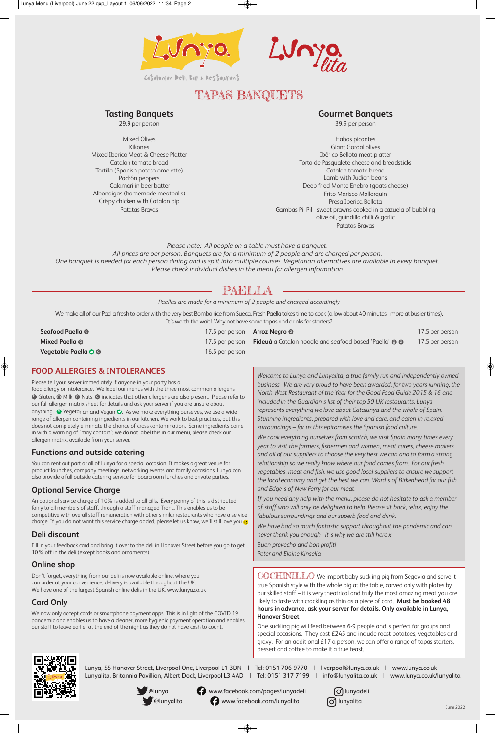Lunya

Catalonian Deli, Bar & Restaurant

Lunya lita

# TAPAS BANQUETS

## Tasting Banquets

29.9 per person

Mixed Olives
Kikones
Mixed Iberico Meat & Cheese Platter
Catalan tomato bread
Tortilla (Spanish potato omelette)
Padrón peppers
Calamari in beer batter
Albondigas (homemade meatballs)
Crispy chicken with Catalan dip
Patatas Bravas

## Gourmet Banquets

39.9 per person

Habas picantes
Giant Gordal olives
Ibérico Bellota meat platter
Torta de Pasqualete cheese and breadsticks
Catalan tomato bread
Lamb with Judion beans
Deep fried Monte Enebro (goats cheese)
Frito Marisco Mallorquin
Presa Iberica Bellota
Gambas Pil Pil - sweet prawns cooked in a cazuela of bubbling olive oil, guindilla chilli & garlic
Patatas Bravas

*Please note: All people on a table must have a banquet.*
*All prices are per person. Banquets are for a minimum of 2 people and are charged per person.*
*One banquet is needed for each person dining and is split into multiple courses. Vegetarian alternatives are available in every banquet.*
*Please check individual dishes in the menu for allergen information*

# PAELLA

*Paellas are made for a minimum of 2 people and charged accordingly*

We make all of our Paella fresh to order with the very best Bomba rice from Sueca. Fresh Paella takes time to cook (allow about 40 minutes - more at busier times). It's worth the wait! Why not have some tapas and drinks for starters?

| | | | |
|---|---|---|---|
| **Seafood Paella** Ⓞ | 17.5 per person | **Arroz Negro** Ⓞ | 17.5 per person |
| **Mixed Paella** Ⓞ | 17.5 per person | **Fideuá** a Catalan noodle and seafood based 'Paella' Ⓖ Ⓞ | 17.5 per person |
| **Vegetable Paella** Ⓥ Ⓞ | 16.5 per person | | |

## FOOD ALLERGIES & INTOLERANCES

Please tell your server immediately if anyone in your party has a food allergy or intolerance. We label our menus with the three most common allergens Ⓖ Gluten, Ⓜ Milk, Ⓝ Nuts. Ⓞ indicates that other allergens are also present. Please refer to our full allergen matrix sheet for details and ask your server if you are unsure about anything. Ⓥ Vegetarian and Vegan Ⓥ. As we make everything ourselves, we use a wide range of allergen containing ingredients in our kitchen. We work to best practices, but this does not completely eliminate the chance of cross contamination. Some ingredients come in with a warning of 'may contain'; we do not label this in our menu, please check our allergen matrix, available from your server.

## Functions and outside catering

You can rent out part or all of Lunya for a special occasion. It makes a great venue for product launches, company meetings, networking events and family occasions. Lunya can also provide a full outside catering service for boardroom lunches and private parties.

## Optional Service Charge

An optional service charge of 10% is added to all bills. Every penny of this is distributed fairly to all members of staff, through a staff managed Tronc. This enables us to be competitive with overall staff remuneration with other similar restaurants who have a service charge. If you do not want this service charge added, please let us know, we'll still love you ☺

## Deli discount

Fill in your feedback card and bring it over to the deli in Hanover Street before you go to get 10% off in the deli (except books and ornaments)

## Online shop

Don't forget, everything from our deli is now available online, where you can order at your convenience, delivery is available throughout the UK. We have one of the largest Spanish online delis in the UK. www.lunya.co.uk

## Card Only

We now only accept cards or smartphone payment apps. This is in light of the COVID 19 pandemic and enables us to have a cleaner, more hygienic payment operation and enables our staff to leave earlier at the end of the night as they do not have cash to count.

*Welcome to Lunya and Lunyalita, a true family run and independently owned business. We are very proud to have been awarded, for two years running, the North West Restaurant of the Year for the Good Food Guide 2015 & 16 and included in the Guardian's list of their top 50 UK restaurants. Lunya represents everything we love about Catalunya and the whole of Spain. Stunning ingredients, prepared with love and care, and eaten in relaxed surroundings – for us this epitomises the Spanish food culture.*

*We cook everything ourselves from scratch; we visit Spain many times every year to visit the farmers, fishermen and women, meat curers, cheese makers and all of our suppliers to choose the very best we can and to form a strong relationship so we really know where our food comes from. For our fresh vegetables, meat and fish, we use good local suppliers to ensure we support the local economy and get the best we can. Ward's of Birkenhead for our fish and Edge's of New Ferry for our meat.*

*If you need any help with the menu, please do not hesitate to ask a member of staff who will only be delighted to help. Please sit back, relax, enjoy the fabulous surroundings and our superb food and drink.*

*We have had so much fantastic support throughout the pandemic and can never thank you enough - it's why we are still here x*

*Buen provecho and bon profit!*
*Peter and Elaine Kinsella*

COCHINILLO We import baby suckling pig from Segovia and serve it true Spanish style with the whole pig at the table, carved only with plates by our skilled staff – it is very theatrical and truly the most amazing meat you are likely to taste with crackling as thin as a piece of card. **Must be booked 48 hours in advance, ask your server for details. Only available in Lunya, Hanover Street**

One suckling pig will feed between 6-9 people and is perfect for groups and special occasions. They cost £245 and include roast potatoes, vegetables and gravy. For an additional £17 a person, we can offer a range of tapas starters, dessert and coffee to make it a true feast.

Lunya, 55 Hanover Street, Liverpool One, Liverpool L1 3DN | Tel: 0151 706 9770 | liverpool@lunya.co.uk | www.lunya.co.uk
Lunyalita, Britannia Pavillion, Albert Dock, Liverpool L3 4AD | Tel: 0151 317 7199 | info@lunyalita.co.uk | www.lunya.co.uk/lunyalita

@lunya | www.facebook.com/pages/lunyadeli | lunyadeli
@lunyalita | www.facebook.com/lunyalita | lunyalita

June 2022